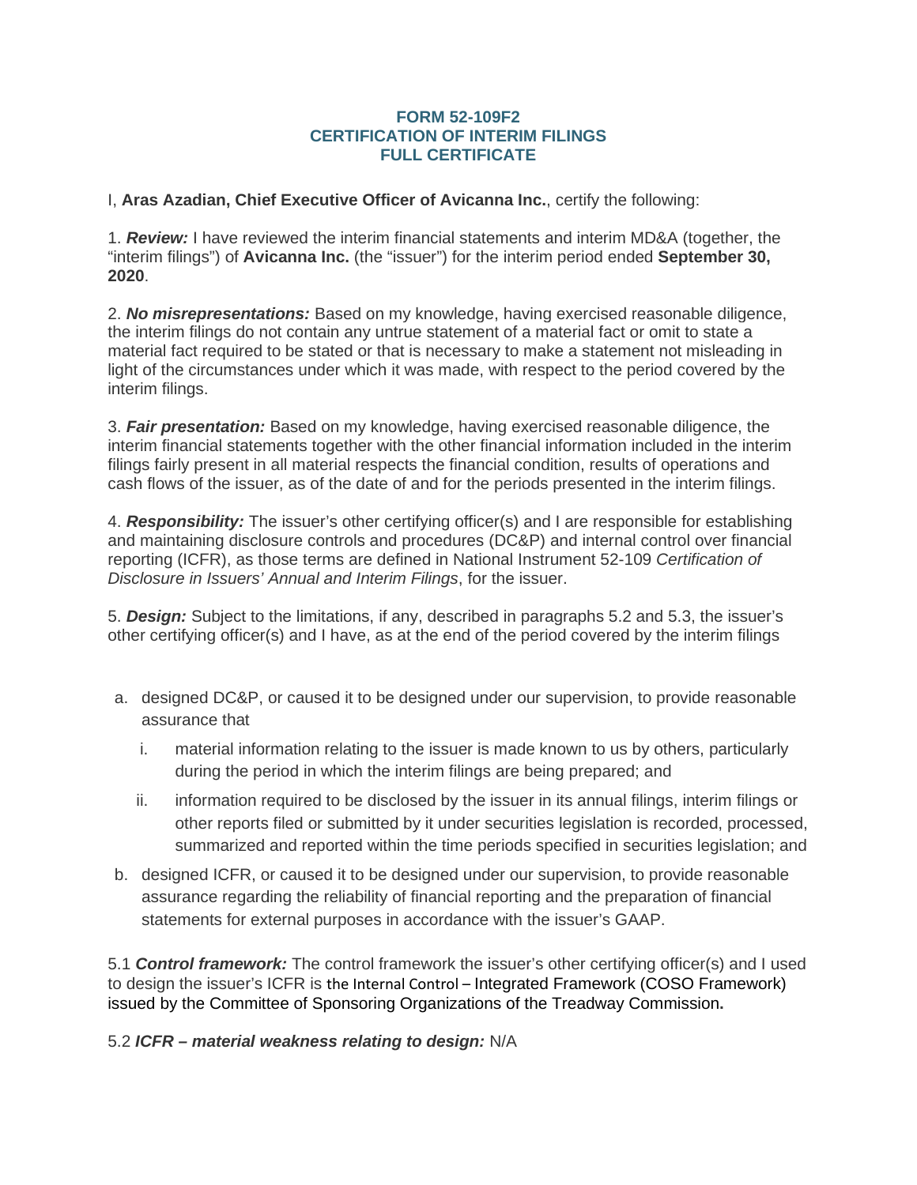**FORM 52-109F2**
**CERTIFICATION OF INTERIM FILINGS**
**FULL CERTIFICATE**

I, **Aras Azadian, Chief Executive Officer of Avicanna Inc.**, certify the following:

1. ***Review:*** I have reviewed the interim financial statements and interim MD&A (together, the "interim filings") of **Avicanna Inc.** (the "issuer") for the interim period ended **September 30, 2020**.

2. ***No misrepresentations:*** Based on my knowledge, having exercised reasonable diligence, the interim filings do not contain any untrue statement of a material fact or omit to state a material fact required to be stated or that is necessary to make a statement not misleading in light of the circumstances under which it was made, with respect to the period covered by the interim filings.

3. ***Fair presentation:*** Based on my knowledge, having exercised reasonable diligence, the interim financial statements together with the other financial information included in the interim filings fairly present in all material respects the financial condition, results of operations and cash flows of the issuer, as of the date of and for the periods presented in the interim filings.

4. ***Responsibility:*** The issuer's other certifying officer(s) and I are responsible for establishing and maintaining disclosure controls and procedures (DC&P) and internal control over financial reporting (ICFR), as those terms are defined in National Instrument 52-109 *Certification of Disclosure in Issuers' Annual and Interim Filings*, for the issuer.

5. ***Design:*** Subject to the limitations, if any, described in paragraphs 5.2 and 5.3, the issuer's other certifying officer(s) and I have, as at the end of the period covered by the interim filings

a. designed DC&P, or caused it to be designed under our supervision, to provide reasonable assurance that

   i. material information relating to the issuer is made known to us by others, particularly during the period in which the interim filings are being prepared; and

   ii. information required to be disclosed by the issuer in its annual filings, interim filings or other reports filed or submitted by it under securities legislation is recorded, processed, summarized and reported within the time periods specified in securities legislation; and

b. designed ICFR, or caused it to be designed under our supervision, to provide reasonable assurance regarding the reliability of financial reporting and the preparation of financial statements for external purposes in accordance with the issuer's GAAP.

5.1 ***Control framework:*** The control framework the issuer's other certifying officer(s) and I used to design the issuer's ICFR is the Internal Control – Integrated Framework (COSO Framework) issued by the Committee of Sponsoring Organizations of the Treadway Commission**.**

5.2 ***ICFR – material weakness relating to design:*** N/A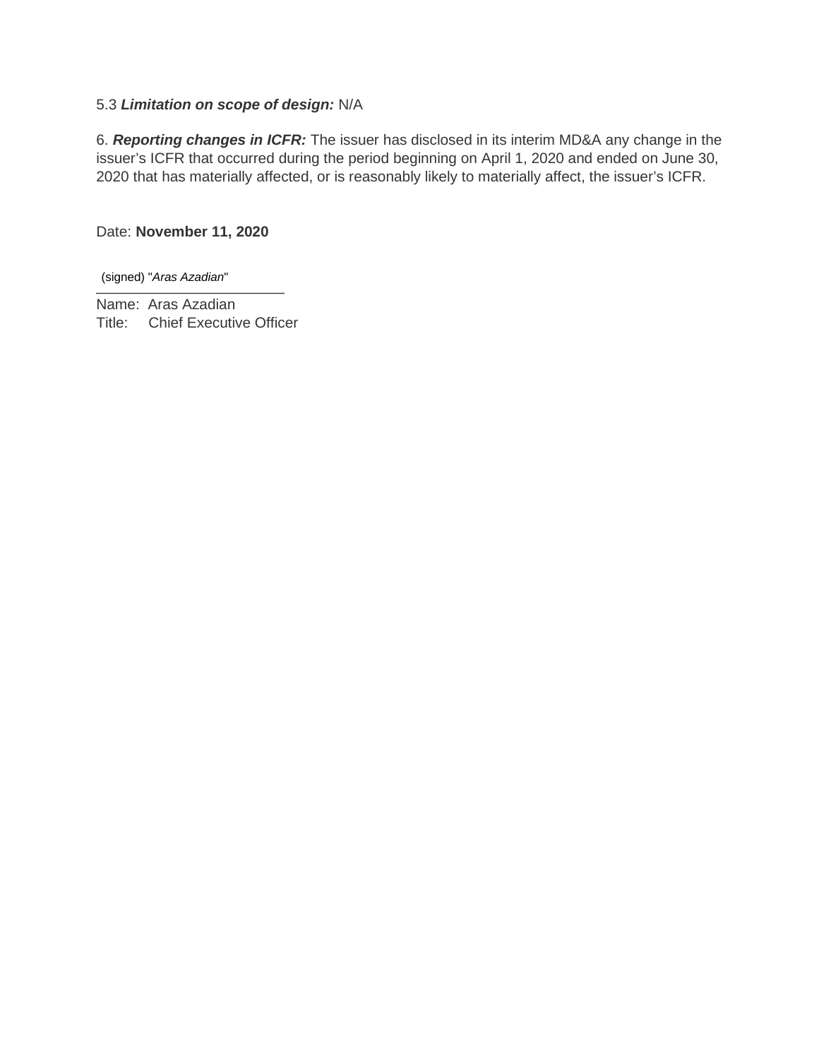5.3 ***Limitation on scope of design:*** N/A

6. ***Reporting changes in ICFR:*** The issuer has disclosed in its interim MD&A any change in the issuer's ICFR that occurred during the period beginning on April 1, 2020 and ended on June 30, 2020 that has materially affected, or is reasonably likely to materially affect, the issuer's ICFR.

Date: **November 11, 2020**

(signed) "*Aras Azadian*"
\_\_\_\_\_\_\_\_\_\_\_\_\_\_\_\_\_\_\_\_\_\_\_\_\_\_

Name: Aras Azadian
Title: Chief Executive Officer